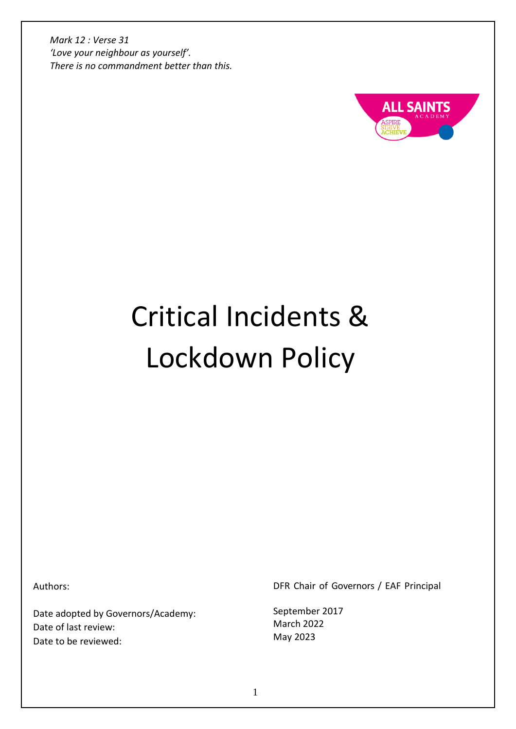*Mark 12 : Verse 31*
*'Love your neighbour as yourself'.*
*There is no commandment better than this.*

ALL SAINTS ACADEMY

ASPIRE STRIVE ACHIEVE

# Critical Incidents & Lockdown Policy

| | |
|---|---|
| Authors: | DFR Chair of Governors / EAF Principal |
| Date adopted by Governors/Academy: | September 2017 |
| Date of last review: | March 2022 |
| Date to be reviewed: | May 2023 |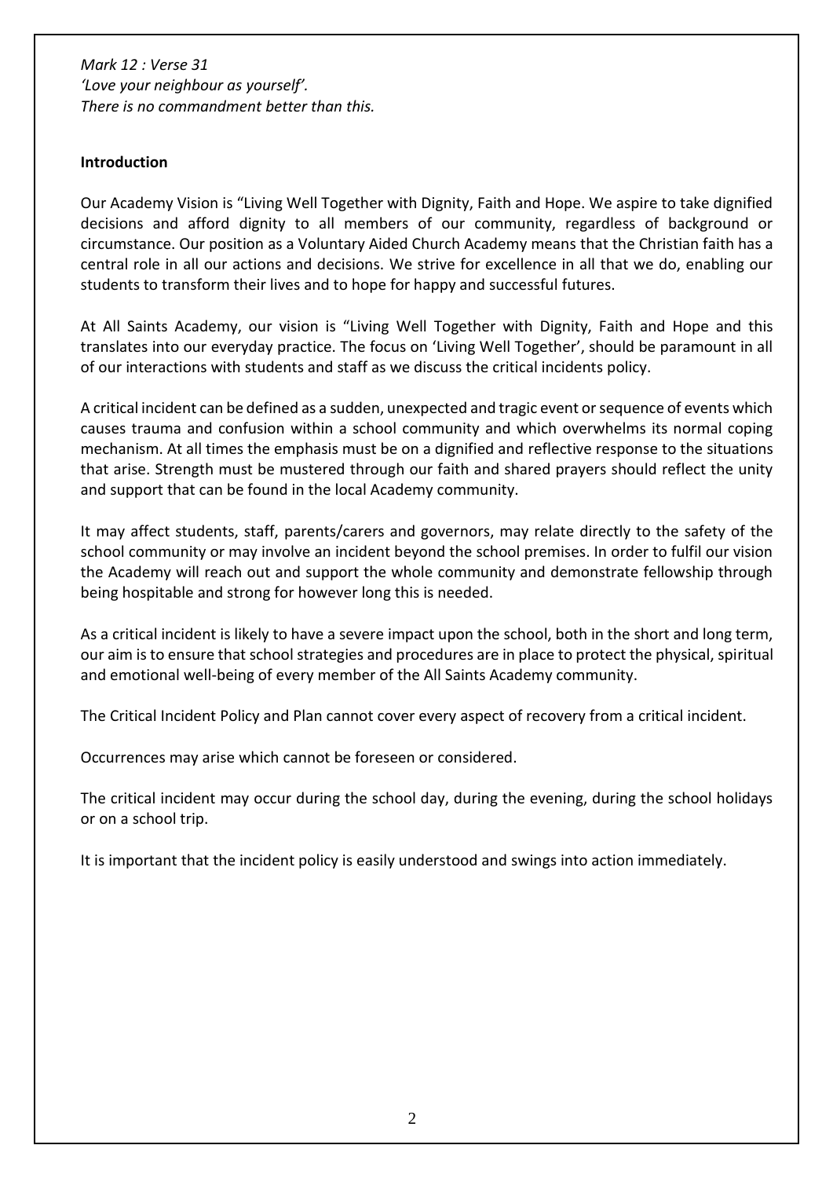*Mark 12 : Verse 31*
*'Love your neighbour as yourself'.*
*There is no commandment better than this.*

**Introduction**

Our Academy Vision is "Living Well Together with Dignity, Faith and Hope. We aspire to take dignified decisions and afford dignity to all members of our community, regardless of background or circumstance. Our position as a Voluntary Aided Church Academy means that the Christian faith has a central role in all our actions and decisions. We strive for excellence in all that we do, enabling our students to transform their lives and to hope for happy and successful futures.

At All Saints Academy, our vision is "Living Well Together with Dignity, Faith and Hope and this translates into our everyday practice. The focus on 'Living Well Together', should be paramount in all of our interactions with students and staff as we discuss the critical incidents policy.

A critical incident can be defined as a sudden, unexpected and tragic event or sequence of events which causes trauma and confusion within a school community and which overwhelms its normal coping mechanism. At all times the emphasis must be on a dignified and reflective response to the situations that arise. Strength must be mustered through our faith and shared prayers should reflect the unity and support that can be found in the local Academy community.

It may affect students, staff, parents/carers and governors, may relate directly to the safety of the school community or may involve an incident beyond the school premises. In order to fulfil our vision the Academy will reach out and support the whole community and demonstrate fellowship through being hospitable and strong for however long this is needed.

As a critical incident is likely to have a severe impact upon the school, both in the short and long term, our aim is to ensure that school strategies and procedures are in place to protect the physical, spiritual and emotional well-being of every member of the All Saints Academy community.

The Critical Incident Policy and Plan cannot cover every aspect of recovery from a critical incident.

Occurrences may arise which cannot be foreseen or considered.

The critical incident may occur during the school day, during the evening, during the school holidays or on a school trip.

It is important that the incident policy is easily understood and swings into action immediately.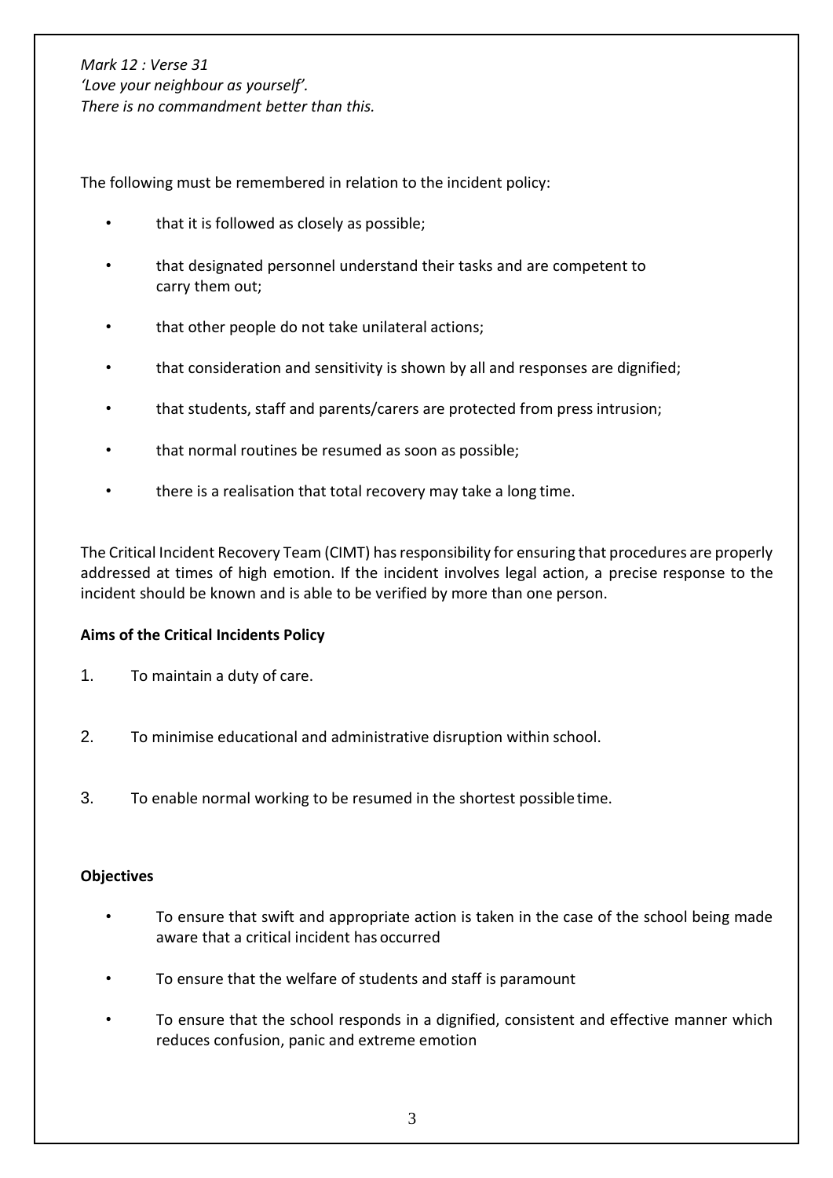*Mark 12 : Verse 31*
*'Love your neighbour as yourself'.*
*There is no commandment better than this.*

The following must be remembered in relation to the incident policy:

- that it is followed as closely as possible;
- that designated personnel understand their tasks and are competent to carry them out;
- that other people do not take unilateral actions;
- that consideration and sensitivity is shown by all and responses are dignified;
- that students, staff and parents/carers are protected from press intrusion;
- that normal routines be resumed as soon as possible;
- there is a realisation that total recovery may take a long time.

The Critical Incident Recovery Team (CIMT) has responsibility for ensuring that procedures are properly addressed at times of high emotion. If the incident involves legal action, a precise response to the incident should be known and is able to be verified by more than one person.

**Aims of the Critical Incidents Policy**

1. To maintain a duty of care.
2. To minimise educational and administrative disruption within school.
3. To enable normal working to be resumed in the shortest possible time.

**Objectives**

- To ensure that swift and appropriate action is taken in the case of the school being made aware that a critical incident has occurred
- To ensure that the welfare of students and staff is paramount
- To ensure that the school responds in a dignified, consistent and effective manner which reduces confusion, panic and extreme emotion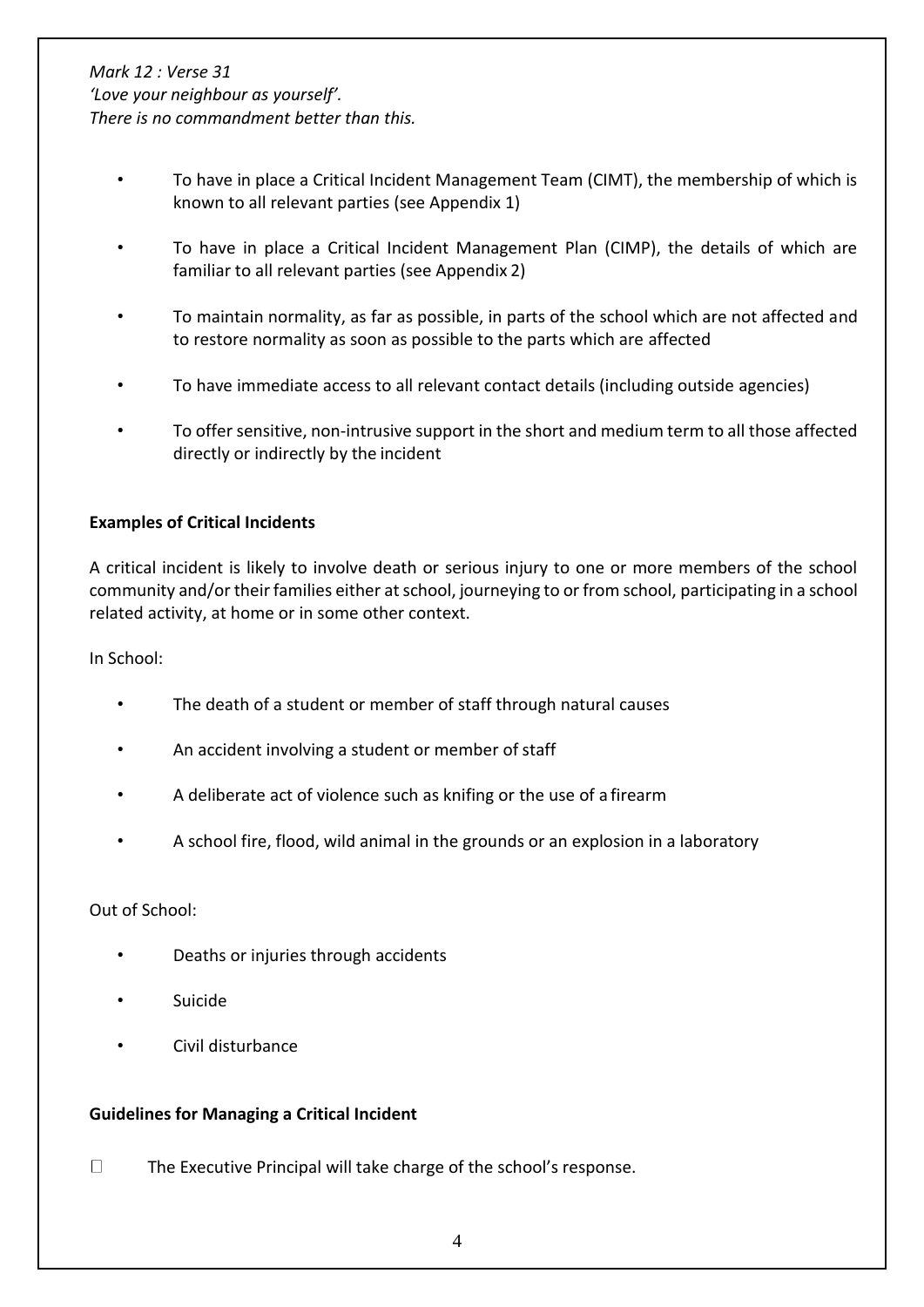*Mark 12 : Verse 31*
*'Love your neighbour as yourself'.*
*There is no commandment better than this.*

- To have in place a Critical Incident Management Team (CIMT), the membership of which is known to all relevant parties (see Appendix 1)
- To have in place a Critical Incident Management Plan (CIMP), the details of which are familiar to all relevant parties (see Appendix 2)
- To maintain normality, as far as possible, in parts of the school which are not affected and to restore normality as soon as possible to the parts which are affected
- To have immediate access to all relevant contact details (including outside agencies)
- To offer sensitive, non-intrusive support in the short and medium term to all those affected directly or indirectly by the incident

**Examples of Critical Incidents**

A critical incident is likely to involve death or serious injury to one or more members of the school community and/or their families either at school, journeying to or from school, participating in a school related activity, at home or in some other context.

In School:

- The death of a student or member of staff through natural causes
- An accident involving a student or member of staff
- A deliberate act of violence such as knifing or the use of a firearm
- A school fire, flood, wild animal in the grounds or an explosion in a laboratory

Out of School:

- Deaths or injuries through accidents
- Suicide
- Civil disturbance

**Guidelines for Managing a Critical Incident**

- The Executive Principal will take charge of the school's response.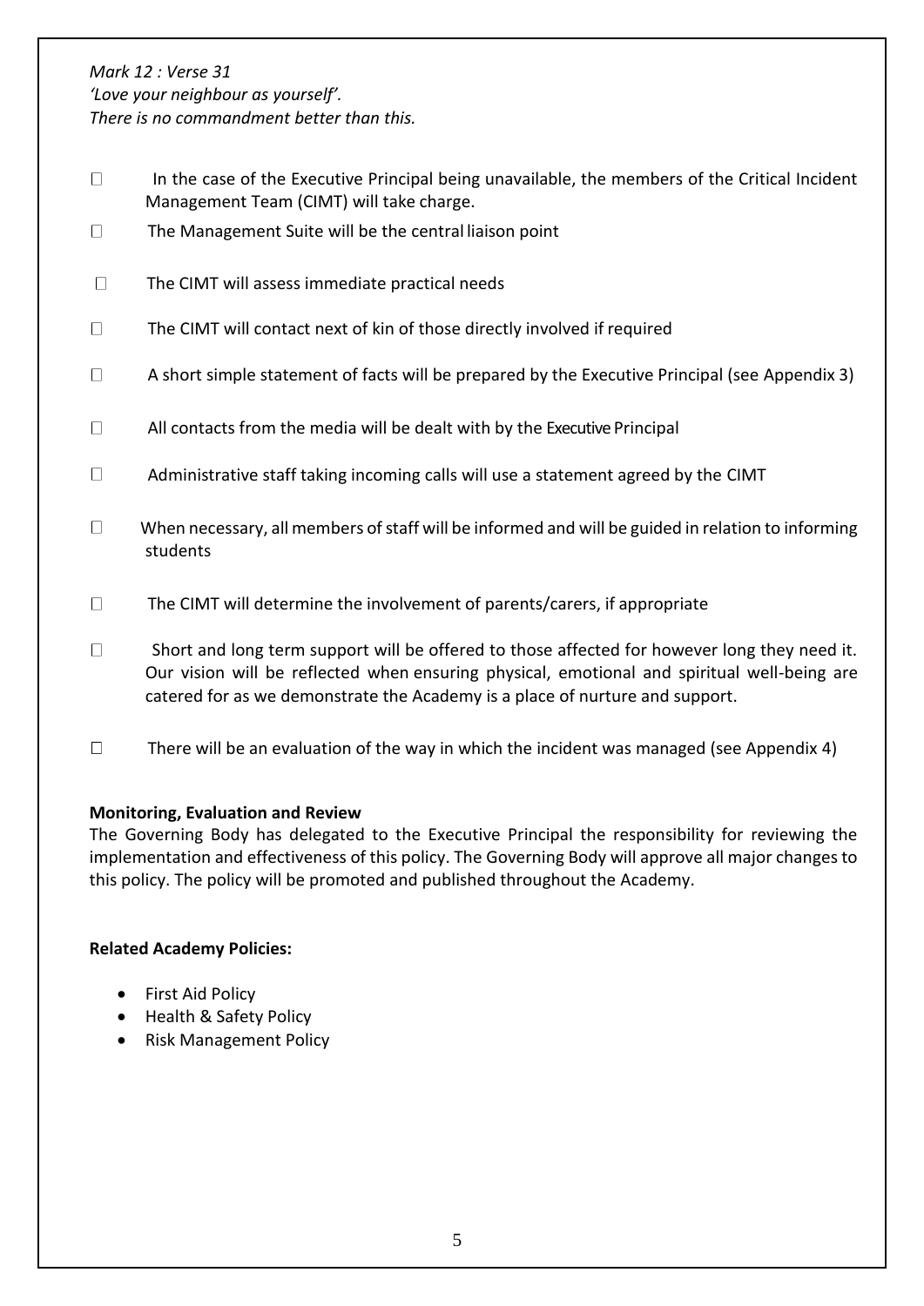*Mark 12 : Verse 31*
*'Love your neighbour as yourself'.*
*There is no commandment better than this.*

- In the case of the Executive Principal being unavailable, the members of the Critical Incident Management Team (CIMT) will take charge.
- The Management Suite will be the central liaison point
- The CIMT will assess immediate practical needs
- The CIMT will contact next of kin of those directly involved if required
- A short simple statement of facts will be prepared by the Executive Principal (see Appendix 3)
- All contacts from the media will be dealt with by the Executive Principal
- Administrative staff taking incoming calls will use a statement agreed by the CIMT
- When necessary, all members of staff will be informed and will be guided in relation to informing students
- The CIMT will determine the involvement of parents/carers, if appropriate
- Short and long term support will be offered to those affected for however long they need it. Our vision will be reflected when ensuring physical, emotional and spiritual well-being are catered for as we demonstrate the Academy is a place of nurture and support.
- There will be an evaluation of the way in which the incident was managed (see Appendix 4)

**Monitoring, Evaluation and Review**

The Governing Body has delegated to the Executive Principal the responsibility for reviewing the implementation and effectiveness of this policy. The Governing Body will approve all major changes to this policy. The policy will be promoted and published throughout the Academy.

**Related Academy Policies:**

- First Aid Policy
- Health & Safety Policy
- Risk Management Policy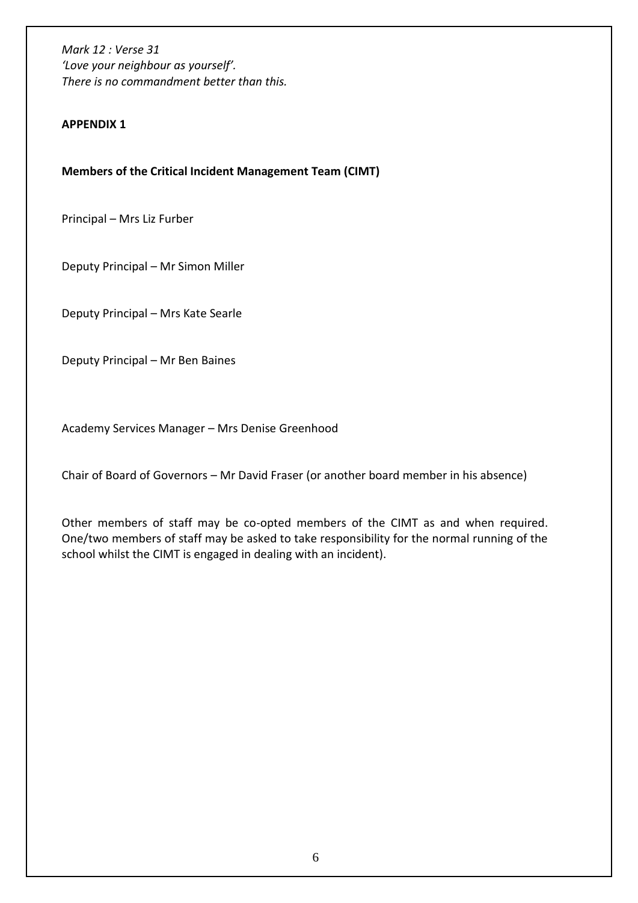*Mark 12 : Verse 31*
*'Love your neighbour as yourself'.*
*There is no commandment better than this.*

**APPENDIX 1**

**Members of the Critical Incident Management Team (CIMT)**

Principal – Mrs Liz Furber

Deputy Principal – Mr Simon Miller

Deputy Principal – Mrs Kate Searle

Deputy Principal – Mr Ben Baines

Academy Services Manager – Mrs Denise Greenhood

Chair of Board of Governors – Mr David Fraser (or another board member in his absence)

Other members of staff may be co-opted members of the CIMT as and when required. One/two members of staff may be asked to take responsibility for the normal running of the school whilst the CIMT is engaged in dealing with an incident).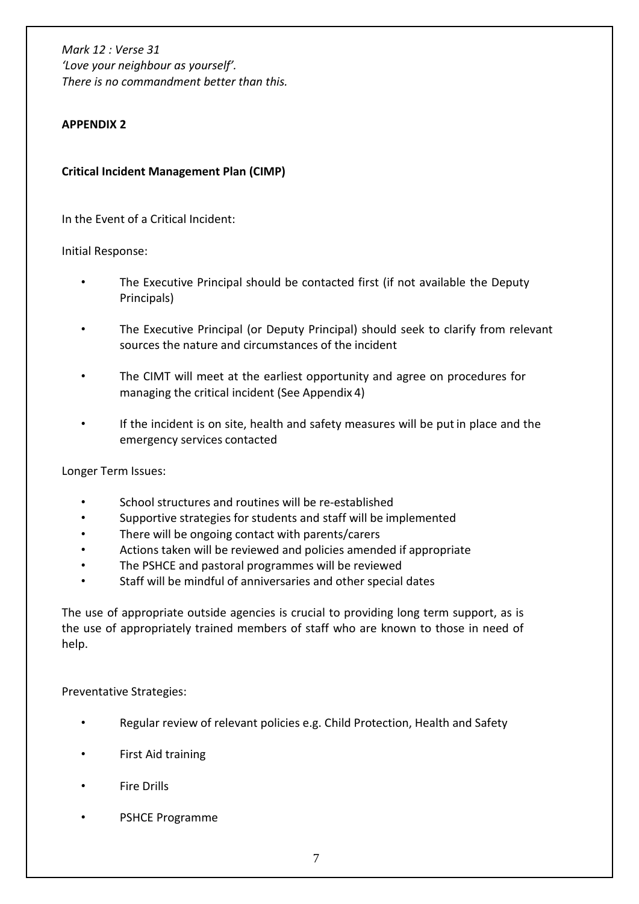*Mark 12 : Verse 31*
*'Love your neighbour as yourself'.*
*There is no commandment better than this.*

**APPENDIX 2**

**Critical Incident Management Plan (CIMP)**

In the Event of a Critical Incident:

Initial Response:

- The Executive Principal should be contacted first (if not available the Deputy Principals)
- The Executive Principal (or Deputy Principal) should seek to clarify from relevant sources the nature and circumstances of the incident
- The CIMT will meet at the earliest opportunity and agree on procedures for managing the critical incident (See Appendix 4)
- If the incident is on site, health and safety measures will be put in place and the emergency services contacted

Longer Term Issues:

- School structures and routines will be re-established
- Supportive strategies for students and staff will be implemented
- There will be ongoing contact with parents/carers
- Actions taken will be reviewed and policies amended if appropriate
- The PSHCE and pastoral programmes will be reviewed
- Staff will be mindful of anniversaries and other special dates

The use of appropriate outside agencies is crucial to providing long term support, as is the use of appropriately trained members of staff who are known to those in need of help.

Preventative Strategies:

- Regular review of relevant policies e.g. Child Protection, Health and Safety
- First Aid training
- Fire Drills
- PSHCE Programme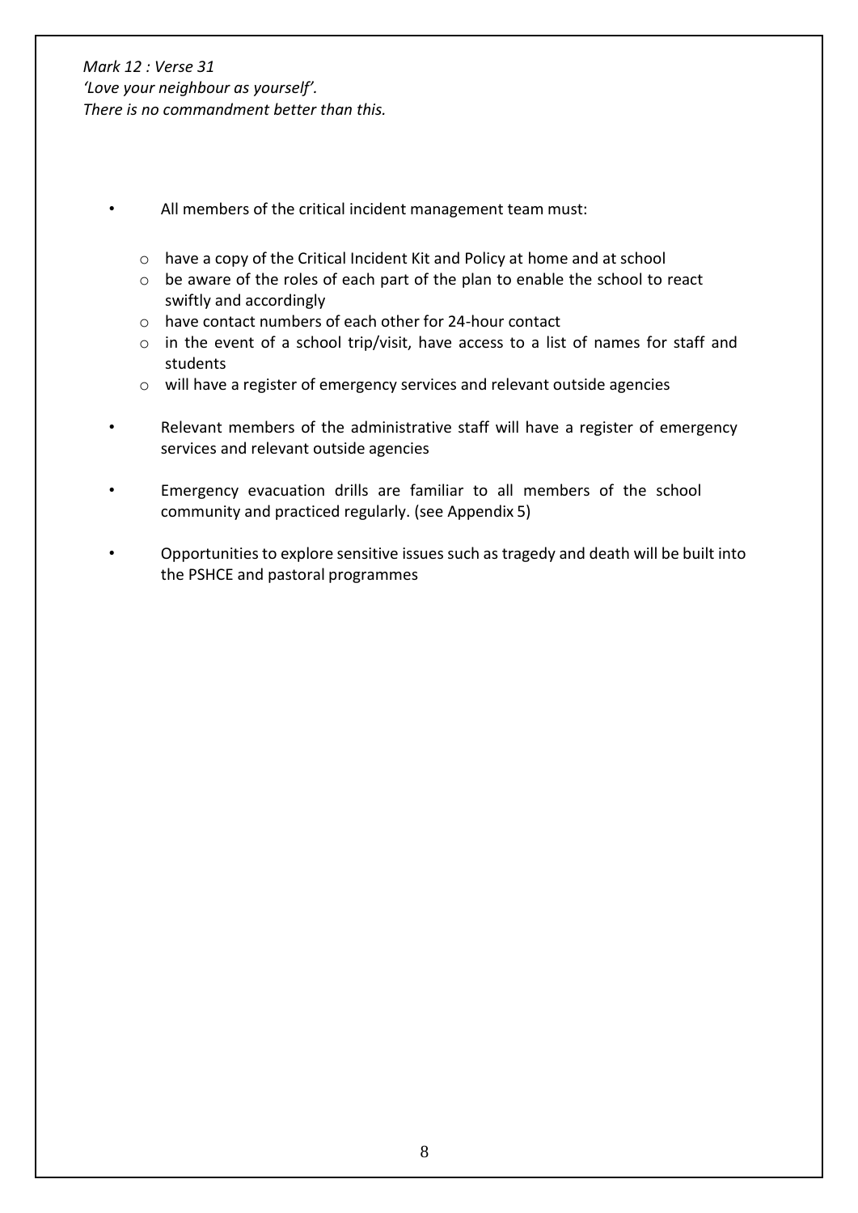- All members of the critical incident management team must:
  - have a copy of the Critical Incident Kit and Policy at home and at school
  - be aware of the roles of each part of the plan to enable the school to react swiftly and accordingly
  - have contact numbers of each other for 24-hour contact
  - in the event of a school trip/visit, have access to a list of names for staff and students
  - will have a register of emergency services and relevant outside agencies

- Relevant members of the administrative staff will have a register of emergency services and relevant outside agencies

- Emergency evacuation drills are familiar to all members of the school community and practiced regularly. (see Appendix 5)

- Opportunities to explore sensitive issues such as tragedy and death will be built into the PSHCE and pastoral programmes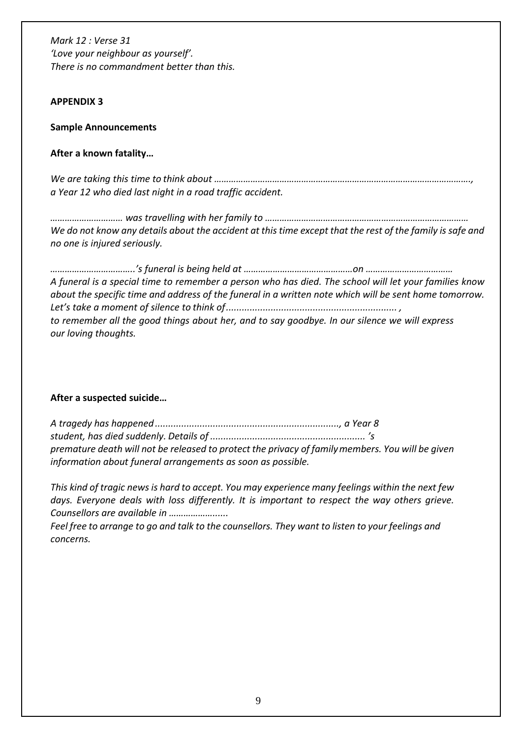*Mark 12 : Verse 31*
*'Love your neighbour as yourself'.*
*There is no commandment better than this.*

**APPENDIX 3**

**Sample Announcements**

**After a known fatality…**

*We are taking this time to think about …………………………………………………………………………………………., a Year 12 who died last night in a road traffic accident.*

*………………………… was travelling with her family to ………………………………………………………………………… We do not know any details about the accident at this time except that the rest of the family is safe and no one is injured seriously.*

*……………………………..'s funeral is being held at ………………………………………on ………………………………*
*A funeral is a special time to remember a person who has died. The school will let your families know about the specific time and address of the funeral in a written note which will be sent home tomorrow. Let's take a moment of silence to think of................................................................. ,*
*to remember all the good things about her, and to say goodbye. In our silence we will express our loving thoughts.*

**After a suspected suicide…**

*A tragedy has happened ......................................................................, a Year 8 student, has died suddenly. Details of .......................................................... 's premature death will not be released to protect the privacy of family members. You will be given information about funeral arrangements as soon as possible.*

*This kind of tragic news is hard to accept. You may experience many feelings within the next few days. Everyone deals with loss differently. It is important to respect the way others grieve. Counsellors are available in …………………....*
*Feel free to arrange to go and talk to the counsellors. They want to listen to your feelings and concerns.*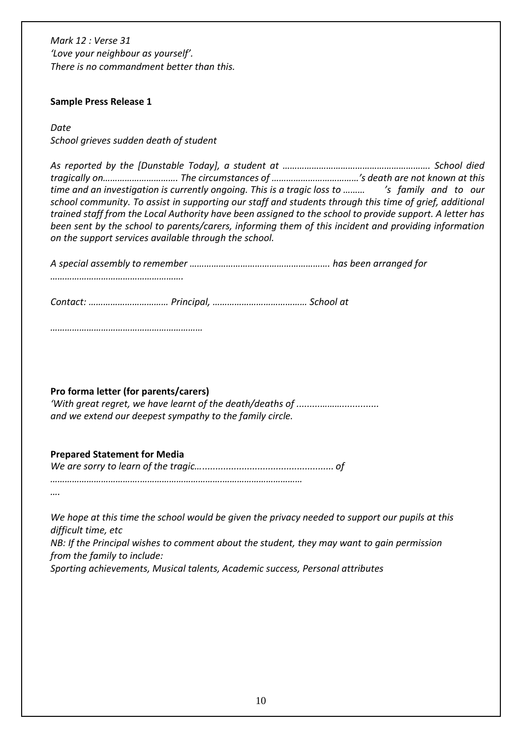*Mark 12 : Verse 31*
*'Love your neighbour as yourself'.*
*There is no commandment better than this.*

**Sample Press Release 1**

*Date*
*School grieves sudden death of student*

*As reported by the [Dunstable Today], a student at ………………………………………………….. School died tragically on………………………….. The circumstances of ………………………………'s death are not known at this time and an investigation is currently ongoing. This is a tragic loss to ……… 's family and to our school community. To assist in supporting our staff and students through this time of grief, additional trained staff from the Local Authority have been assigned to the school to provide support. A letter has been sent by the school to parents/carers, informing them of this incident and providing information on the support services available through the school.*

*A special assembly to remember ………………………………………………….. has been arranged for ……………………………………………….*

*Contact: …………………………… Principal, ………………………………… School at*

*………………………………………………………*

**Pro forma letter (for parents/carers)**
*'With great regret, we have learnt of the death/deaths of ................................ and we extend our deepest sympathy to the family circle.*

**Prepared Statement for Media**
*We are sorry to learn of the tragic…................................................ of ……………………………………………………………………………………….*
*….*

*We hope at this time the school would be given the privacy needed to support our pupils at this difficult time, etc*
*NB: If the Principal wishes to comment about the student, they may want to gain permission from the family to include:*
*Sporting achievements, Musical talents, Academic success, Personal attributes*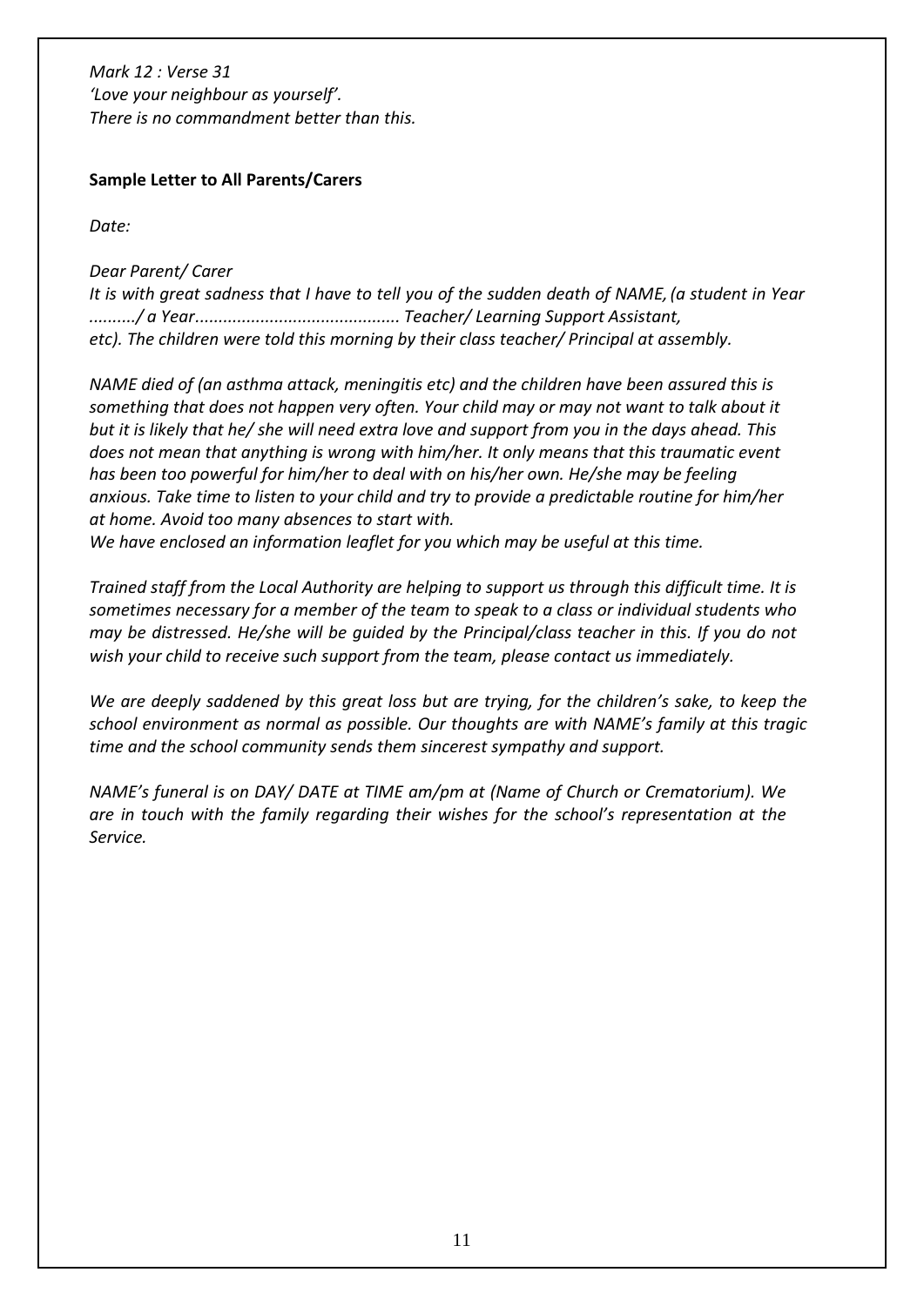*Mark 12 : Verse 31*
*'Love your neighbour as yourself'.*
*There is no commandment better than this.*

**Sample Letter to All Parents/Carers**

*Date:*

*Dear Parent/ Carer*
*It is with great sadness that I have to tell you of the sudden death of NAME, (a student in Year ........./ a Year........................................... Teacher/ Learning Support Assistant, etc). The children were told this morning by their class teacher/ Principal at assembly.*

*NAME died of (an asthma attack, meningitis etc) and the children have been assured this is something that does not happen very often. Your child may or may not want to talk about it but it is likely that he/ she will need extra love and support from you in the days ahead. This does not mean that anything is wrong with him/her. It only means that this traumatic event has been too powerful for him/her to deal with on his/her own. He/she may be feeling anxious. Take time to listen to your child and try to provide a predictable routine for him/her at home. Avoid too many absences to start with.*
*We have enclosed an information leaflet for you which may be useful at this time.*

*Trained staff from the Local Authority are helping to support us through this difficult time. It is sometimes necessary for a member of the team to speak to a class or individual students who may be distressed. He/she will be guided by the Principal/class teacher in this. If you do not wish your child to receive such support from the team, please contact us immediately.*

*We are deeply saddened by this great loss but are trying, for the children's sake, to keep the school environment as normal as possible. Our thoughts are with NAME's family at this tragic time and the school community sends them sincerest sympathy and support.*

*NAME's funeral is on DAY/ DATE at TIME am/pm at (Name of Church or Crematorium). We are in touch with the family regarding their wishes for the school's representation at the Service.*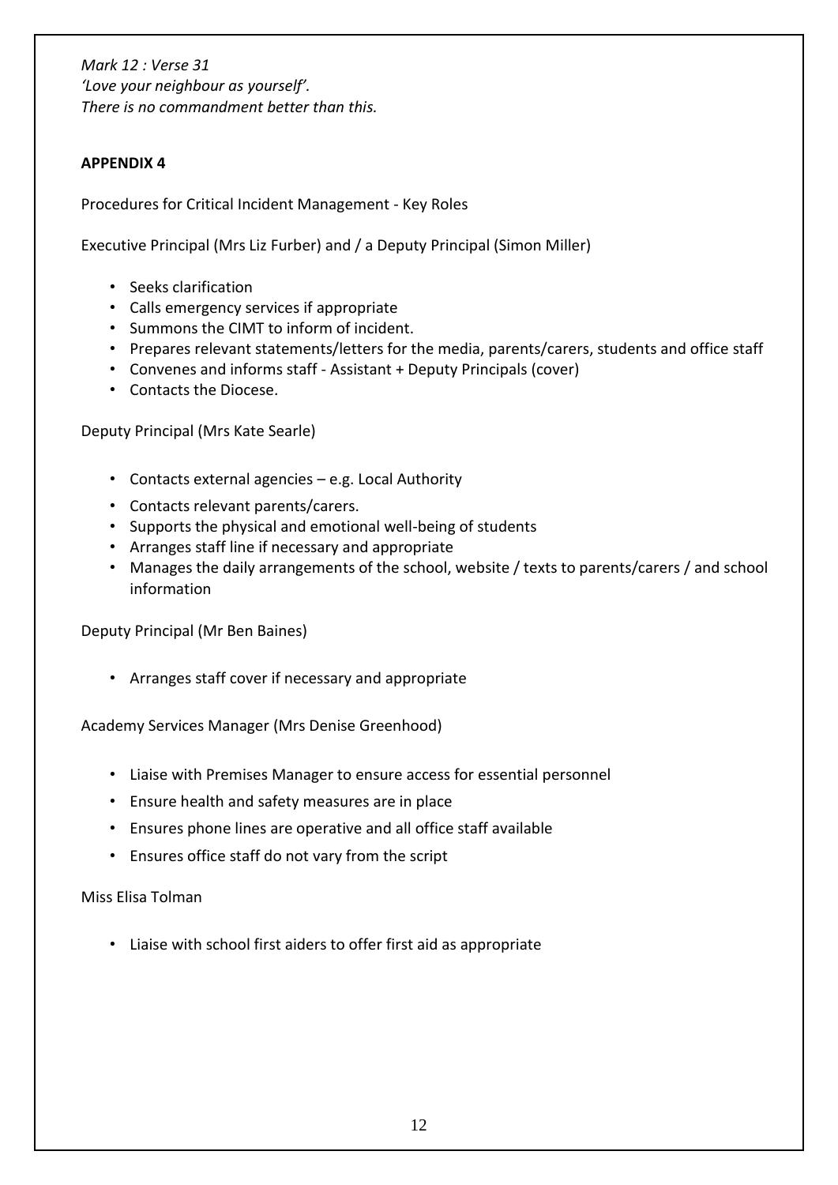*Mark 12 : Verse 31*
*'Love your neighbour as yourself'.*
*There is no commandment better than this.*

**APPENDIX 4**

Procedures for Critical Incident Management - Key Roles

Executive Principal (Mrs Liz Furber) and / a Deputy Principal (Simon Miller)

- Seeks clarification
- Calls emergency services if appropriate
- Summons the CIMT to inform of incident.
- Prepares relevant statements/letters for the media, parents/carers, students and office staff
- Convenes and informs staff - Assistant + Deputy Principals (cover)
- Contacts the Diocese.

Deputy Principal (Mrs Kate Searle)

- Contacts external agencies – e.g. Local Authority
- Contacts relevant parents/carers.
- Supports the physical and emotional well-being of students
- Arranges staff line if necessary and appropriate
- Manages the daily arrangements of the school, website / texts to parents/carers / and school information

Deputy Principal (Mr Ben Baines)

- Arranges staff cover if necessary and appropriate

Academy Services Manager (Mrs Denise Greenhood)

- Liaise with Premises Manager to ensure access for essential personnel
- Ensure health and safety measures are in place
- Ensures phone lines are operative and all office staff available
- Ensures office staff do not vary from the script

Miss Elisa Tolman

- Liaise with school first aiders to offer first aid as appropriate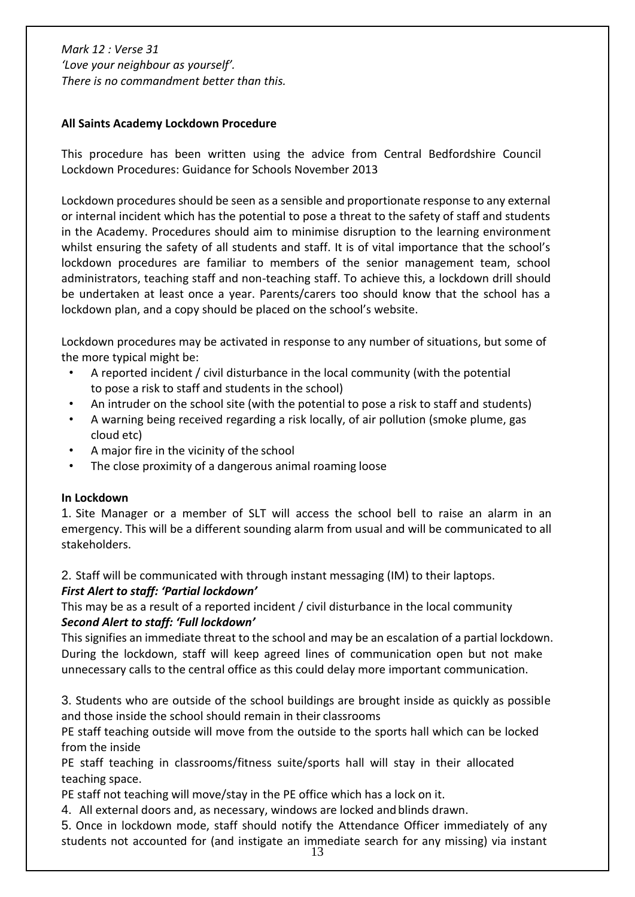*Mark 12 : Verse 31*
*'Love your neighbour as yourself'.*
*There is no commandment better than this.*

**All Saints Academy Lockdown Procedure**

This procedure has been written using the advice from Central Bedfordshire Council Lockdown Procedures: Guidance for Schools November 2013

Lockdown procedures should be seen as a sensible and proportionate response to any external or internal incident which has the potential to pose a threat to the safety of staff and students in the Academy. Procedures should aim to minimise disruption to the learning environment whilst ensuring the safety of all students and staff. It is of vital importance that the school's lockdown procedures are familiar to members of the senior management team, school administrators, teaching staff and non-teaching staff. To achieve this, a lockdown drill should be undertaken at least once a year. Parents/carers too should know that the school has a lockdown plan, and a copy should be placed on the school's website.

Lockdown procedures may be activated in response to any number of situations, but some of the more typical might be:

- A reported incident / civil disturbance in the local community (with the potential to pose a risk to staff and students in the school)
- An intruder on the school site (with the potential to pose a risk to staff and students)
- A warning being received regarding a risk locally, of air pollution (smoke plume, gas cloud etc)
- A major fire in the vicinity of the school
- The close proximity of a dangerous animal roaming loose

**In Lockdown**

1. Site Manager or a member of SLT will access the school bell to raise an alarm in an emergency. This will be a different sounding alarm from usual and will be communicated to all stakeholders.

2. Staff will be communicated with through instant messaging (IM) to their laptops.

***First Alert to staff: 'Partial lockdown'***

This may be as a result of a reported incident / civil disturbance in the local community

***Second Alert to staff: 'Full lockdown'***

This signifies an immediate threat to the school and may be an escalation of a partial lockdown. During the lockdown, staff will keep agreed lines of communication open but not make unnecessary calls to the central office as this could delay more important communication.

3. Students who are outside of the school buildings are brought inside as quickly as possible and those inside the school should remain in their classrooms

PE staff teaching outside will move from the outside to the sports hall which can be locked from the inside

PE staff teaching in classrooms/fitness suite/sports hall will stay in their allocated teaching space.

PE staff not teaching will move/stay in the PE office which has a lock on it.

4. All external doors and, as necessary, windows are locked and blinds drawn.

5. Once in lockdown mode, staff should notify the Attendance Officer immediately of any students not accounted for (and instigate an immediate search for any missing) via instant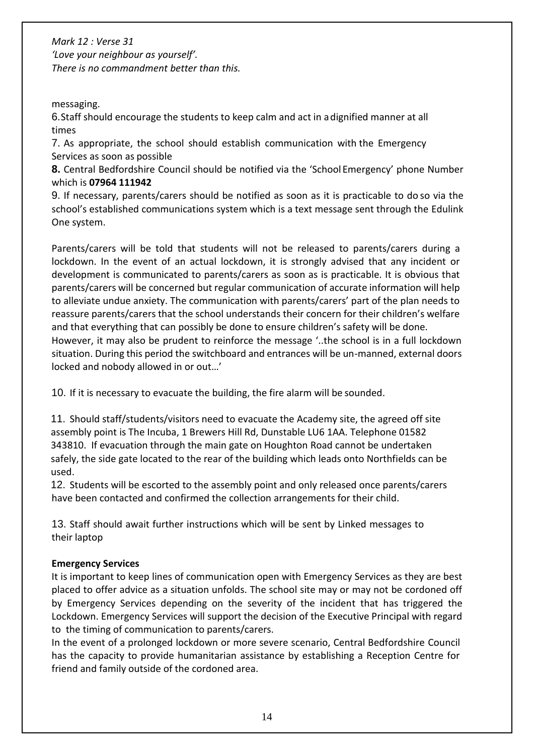*Mark 12 : Verse 31*
*'Love your neighbour as yourself'.*
*There is no commandment better than this.*

messaging.

6. Staff should encourage the students to keep calm and act in a dignified manner at all times

7. As appropriate, the school should establish communication with the Emergency Services as soon as possible

**8.** Central Bedfordshire Council should be notified via the 'School Emergency' phone Number which is **07964 111942**

9. If necessary, parents/carers should be notified as soon as it is practicable to do so via the school's established communications system which is a text message sent through the Edulink One system.

Parents/carers will be told that students will not be released to parents/carers during a lockdown. In the event of an actual lockdown, it is strongly advised that any incident or development is communicated to parents/carers as soon as is practicable. It is obvious that parents/carers will be concerned but regular communication of accurate information will help to alleviate undue anxiety. The communication with parents/carers' part of the plan needs to reassure parents/carers that the school understands their concern for their children's welfare and that everything that can possibly be done to ensure children's safety will be done.
However, it may also be prudent to reinforce the message '..the school is in a full lockdown situation. During this period the switchboard and entrances will be un-manned, external doors locked and nobody allowed in or out…'

10. If it is necessary to evacuate the building, the fire alarm will be sounded.

11. Should staff/students/visitors need to evacuate the Academy site, the agreed off site assembly point is The Incuba, 1 Brewers Hill Rd, Dunstable LU6 1AA. Telephone 01582 343810. If evacuation through the main gate on Houghton Road cannot be undertaken safely, the side gate located to the rear of the building which leads onto Northfields can be used.

12. Students will be escorted to the assembly point and only released once parents/carers have been contacted and confirmed the collection arrangements for their child.

13. Staff should await further instructions which will be sent by Linked messages to their laptop

**Emergency Services**

It is important to keep lines of communication open with Emergency Services as they are best placed to offer advice as a situation unfolds. The school site may or may not be cordoned off by Emergency Services depending on the severity of the incident that has triggered the Lockdown. Emergency Services will support the decision of the Executive Principal with regard to the timing of communication to parents/carers.

In the event of a prolonged lockdown or more severe scenario, Central Bedfordshire Council has the capacity to provide humanitarian assistance by establishing a Reception Centre for friend and family outside of the cordoned area.